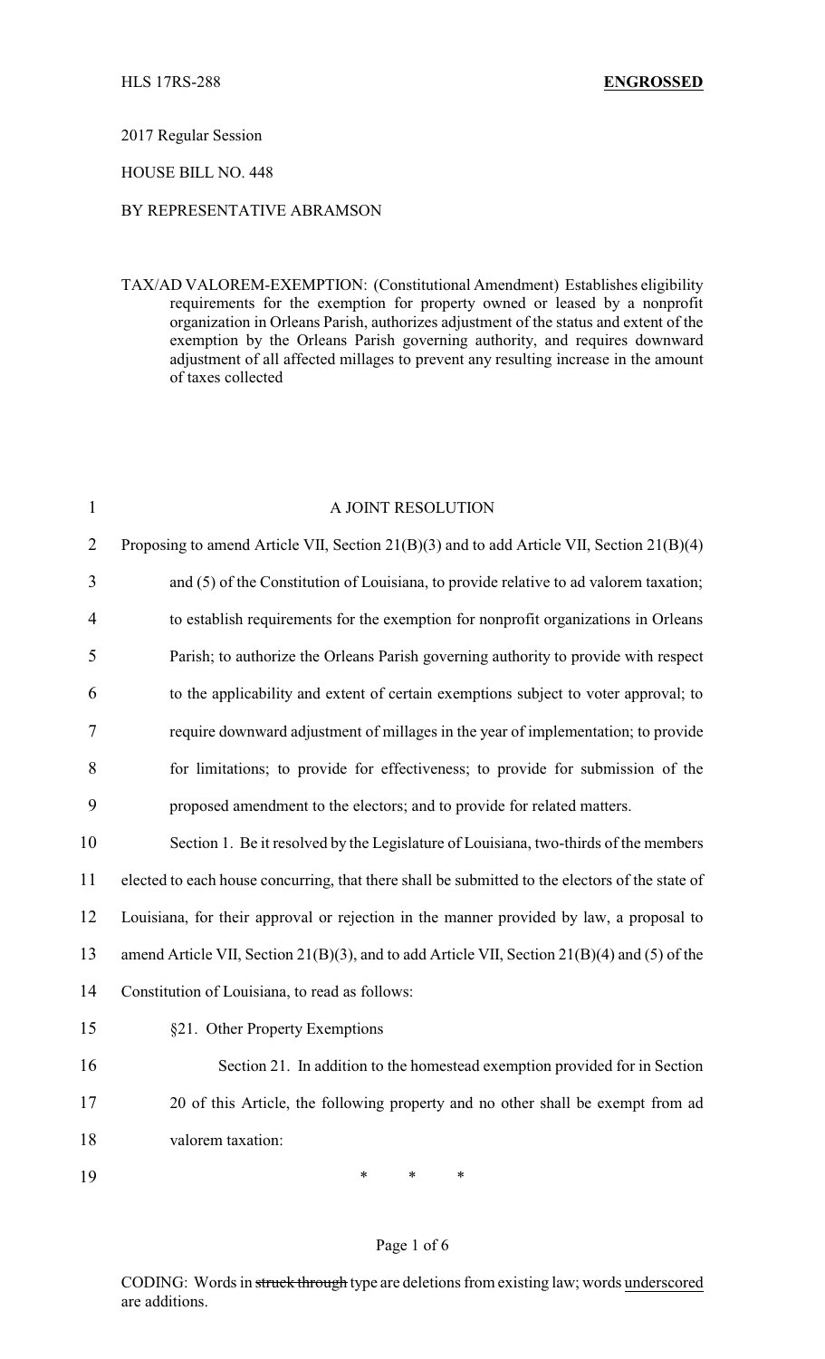HLS 17RS-288 **ENGROSSED**

2017 Regular Session

HOUSE BILL NO. 448

BY REPRESENTATIVE ABRAMSON

TAX/AD VALOREM-EXEMPTION: (Constitutional Amendment) Establishes eligibility requirements for the exemption for property owned or leased by a nonprofit organization in Orleans Parish, authorizes adjustment of the status and extent of the exemption by the Orleans Parish governing authority, and requires downward adjustment of all affected millages to prevent any resulting increase in the amount of taxes collected

A JOINT RESOLUTION

Proposing to amend Article VII, Section 21(B)(3) and to add Article VII, Section 21(B)(4) and (5) of the Constitution of Louisiana, to provide relative to ad valorem taxation; to establish requirements for the exemption for nonprofit organizations in Orleans Parish; to authorize the Orleans Parish governing authority to provide with respect to the applicability and extent of certain exemptions subject to voter approval; to require downward adjustment of millages in the year of implementation; to provide for limitations; to provide for effectiveness; to provide for submission of the proposed amendment to the electors; and to provide for related matters.

Section 1. Be it resolved by the Legislature of Louisiana, two-thirds of the members elected to each house concurring, that there shall be submitted to the electors of the state of Louisiana, for their approval or rejection in the manner provided by law, a proposal to amend Article VII, Section 21(B)(3), and to add Article VII, Section 21(B)(4) and (5) of the Constitution of Louisiana, to read as follows:

§21. Other Property Exemptions

Section 21. In addition to the homestead exemption provided for in Section 20 of this Article, the following property and no other shall be exempt from ad valorem taxation:

\* \* \*

CODING: Words in ~~struck through~~ type are deletions from existing law; words underscored are additions.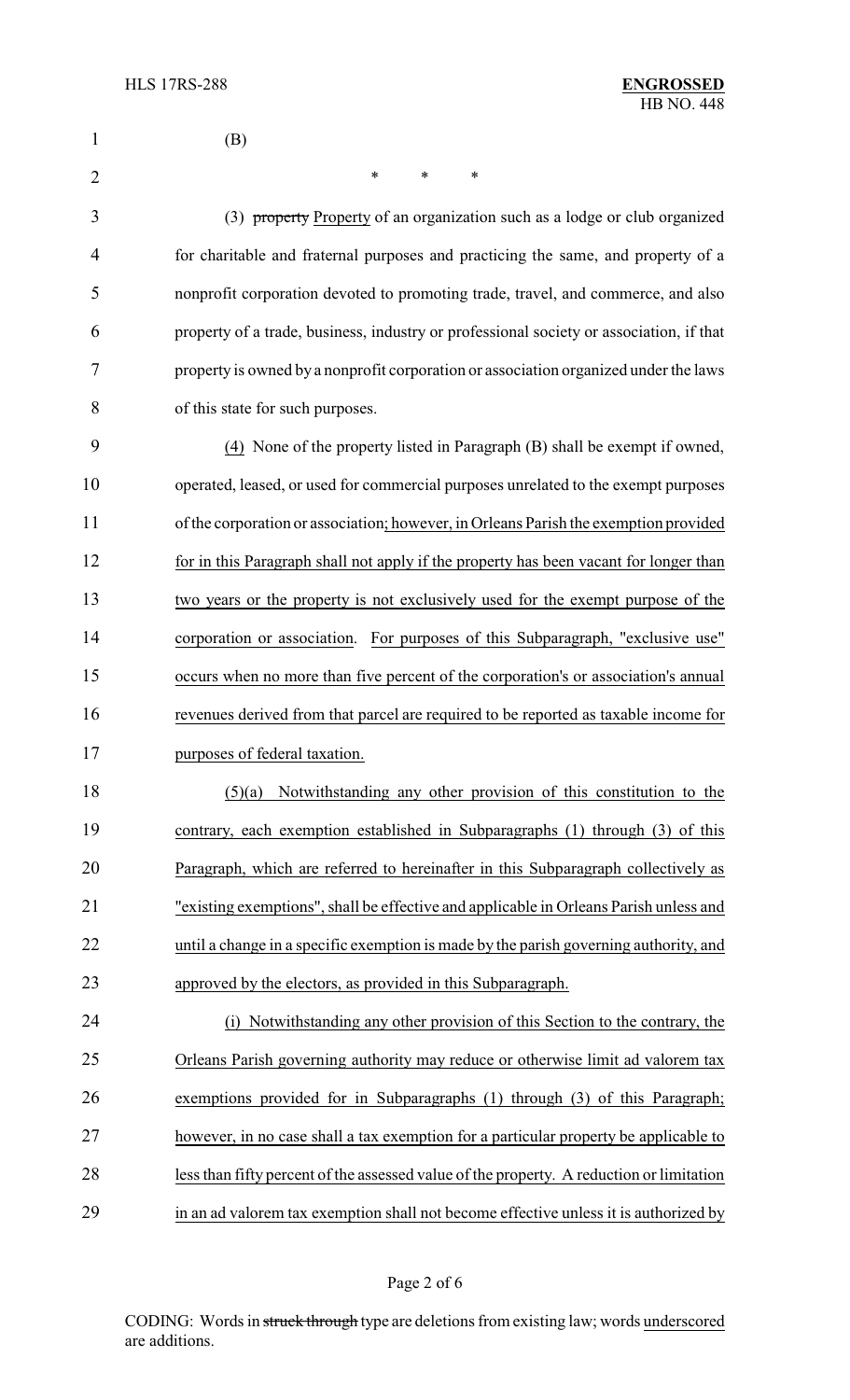(B)

\* \* \*

(3) ~~property~~ Property of an organization such as a lodge or club organized for charitable and fraternal purposes and practicing the same, and property of a nonprofit corporation devoted to promoting trade, travel, and commerce, and also property of a trade, business, industry or professional society or association, if that property is owned by a nonprofit corporation or association organized under the laws of this state for such purposes.

(4) None of the property listed in Paragraph (B) shall be exempt if owned, operated, leased, or used for commercial purposes unrelated to the exempt purposes of the corporation or association; however, in Orleans Parish the exemption provided for in this Paragraph shall not apply if the property has been vacant for longer than two years or the property is not exclusively used for the exempt purpose of the corporation or association. For purposes of this Subparagraph, "exclusive use" occurs when no more than five percent of the corporation's or association's annual revenues derived from that parcel are required to be reported as taxable income for purposes of federal taxation.

(5)(a) Notwithstanding any other provision of this constitution to the contrary, each exemption established in Subparagraphs (1) through (3) of this Paragraph, which are referred to hereinafter in this Subparagraph collectively as "existing exemptions", shall be effective and applicable in Orleans Parish unless and until a change in a specific exemption is made by the parish governing authority, and approved by the electors, as provided in this Subparagraph.

(i) Notwithstanding any other provision of this Section to the contrary, the Orleans Parish governing authority may reduce or otherwise limit ad valorem tax exemptions provided for in Subparagraphs (1) through (3) of this Paragraph; however, in no case shall a tax exemption for a particular property be applicable to less than fifty percent of the assessed value of the property. A reduction or limitation in an ad valorem tax exemption shall not become effective unless it is authorized by

CODING: Words in ~~struck through~~ type are deletions from existing law; words underscored are additions.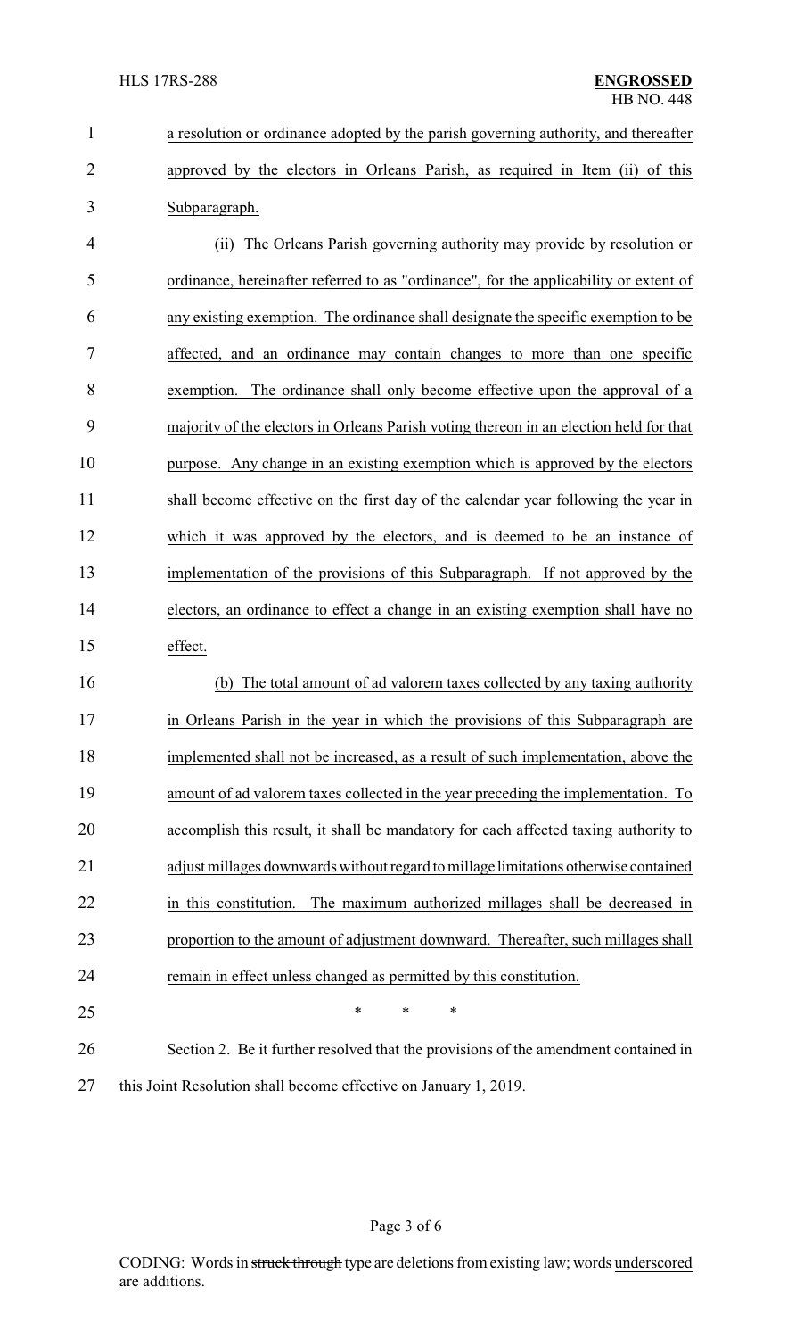a resolution or ordinance adopted by the parish governing authority, and thereafter approved by the electors in Orleans Parish, as required in Item (ii) of this Subparagraph.

(ii) The Orleans Parish governing authority may provide by resolution or ordinance, hereinafter referred to as "ordinance", for the applicability or extent of any existing exemption. The ordinance shall designate the specific exemption to be affected, and an ordinance may contain changes to more than one specific exemption. The ordinance shall only become effective upon the approval of a majority of the electors in Orleans Parish voting thereon in an election held for that purpose. Any change in an existing exemption which is approved by the electors shall become effective on the first day of the calendar year following the year in which it was approved by the electors, and is deemed to be an instance of implementation of the provisions of this Subparagraph. If not approved by the electors, an ordinance to effect a change in an existing exemption shall have no effect.

(b) The total amount of ad valorem taxes collected by any taxing authority in Orleans Parish in the year in which the provisions of this Subparagraph are implemented shall not be increased, as a result of such implementation, above the amount of ad valorem taxes collected in the year preceding the implementation. To accomplish this result, it shall be mandatory for each affected taxing authority to adjust millages downwards without regard to millage limitations otherwise contained in this constitution. The maximum authorized millages shall be decreased in proportion to the amount of adjustment downward. Thereafter, such millages shall remain in effect unless changed as permitted by this constitution.

\* \* \*

Section 2. Be it further resolved that the provisions of the amendment contained in this Joint Resolution shall become effective on January 1, 2019.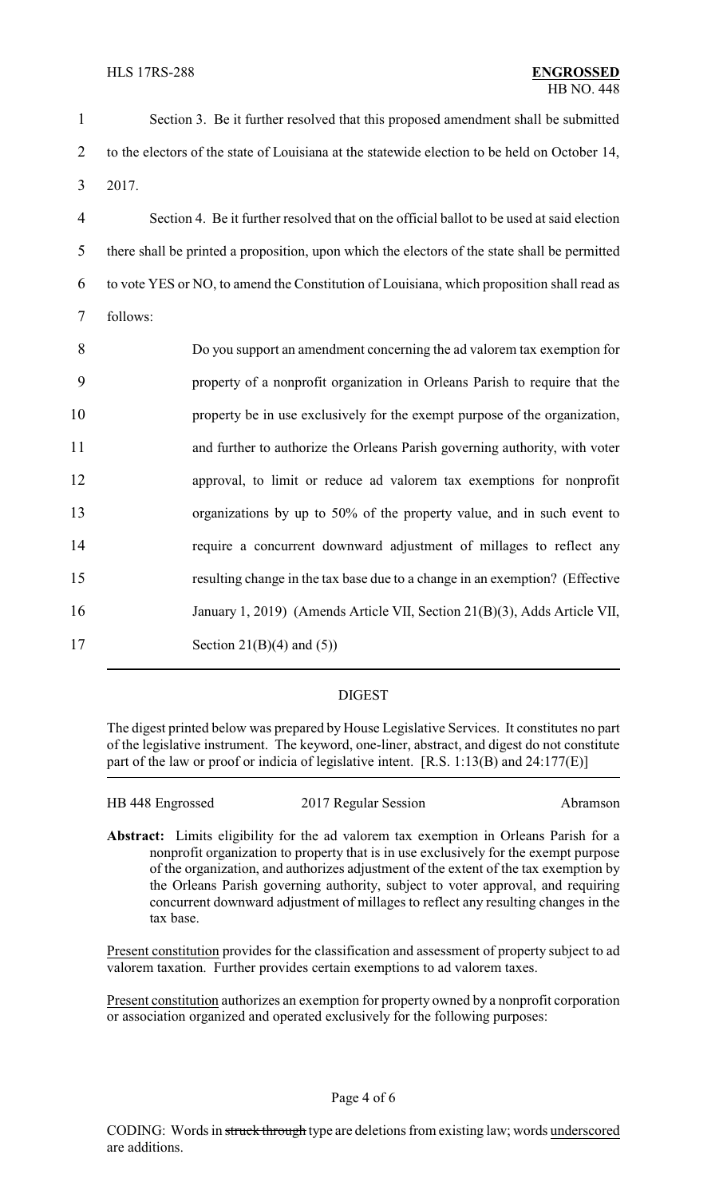Section 3. Be it further resolved that this proposed amendment shall be submitted to the electors of the state of Louisiana at the statewide election to be held on October 14, 2017.

Section 4. Be it further resolved that on the official ballot to be used at said election there shall be printed a proposition, upon which the electors of the state shall be permitted to vote YES or NO, to amend the Constitution of Louisiana, which proposition shall read as follows:

> Do you support an amendment concerning the ad valorem tax exemption for property of a nonprofit organization in Orleans Parish to require that the property be in use exclusively for the exempt purpose of the organization, and further to authorize the Orleans Parish governing authority, with voter approval, to limit or reduce ad valorem tax exemptions for nonprofit organizations by up to 50% of the property value, and in such event to require a concurrent downward adjustment of millages to reflect any resulting change in the tax base due to a change in an exemption? (Effective January 1, 2019) (Amends Article VII, Section 21(B)(3), Adds Article VII, Section 21(B)(4) and (5))

## DIGEST

The digest printed below was prepared by House Legislative Services. It constitutes no part of the legislative instrument. The keyword, one-liner, abstract, and digest do not constitute part of the law or proof or indicia of legislative intent. [R.S. 1:13(B) and 24:177(E)]

HB 448 Engrossed | 2017 Regular Session | Abramson

**Abstract:** Limits eligibility for the ad valorem tax exemption in Orleans Parish for a nonprofit organization to property that is in use exclusively for the exempt purpose of the organization, and authorizes adjustment of the extent of the tax exemption by the Orleans Parish governing authority, subject to voter approval, and requiring concurrent downward adjustment of millages to reflect any resulting changes in the tax base.

Present constitution provides for the classification and assessment of property subject to ad valorem taxation. Further provides certain exemptions to ad valorem taxes.

Present constitution authorizes an exemption for property owned by a nonprofit corporation or association organized and operated exclusively for the following purposes: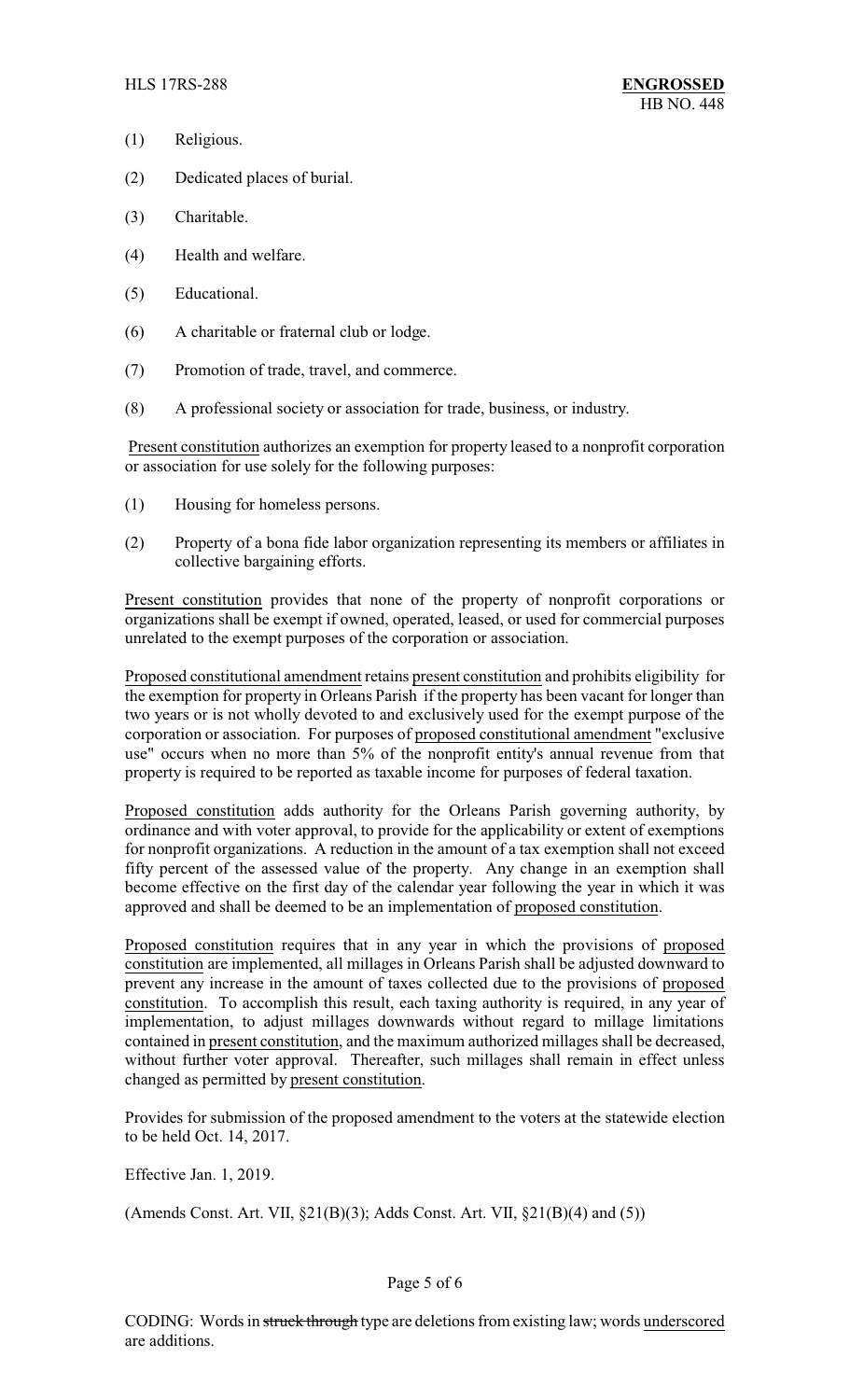(1) Religious.

(2) Dedicated places of burial.

(3) Charitable.

(4) Health and welfare.

(5) Educational.

(6) A charitable or fraternal club or lodge.

(7) Promotion of trade, travel, and commerce.

(8) A professional society or association for trade, business, or industry.

Present constitution authorizes an exemption for property leased to a nonprofit corporation or association for use solely for the following purposes:

(1) Housing for homeless persons.

(2) Property of a bona fide labor organization representing its members or affiliates in collective bargaining efforts.

Present constitution provides that none of the property of nonprofit corporations or organizations shall be exempt if owned, operated, leased, or used for commercial purposes unrelated to the exempt purposes of the corporation or association.

Proposed constitutional amendment retains present constitution and prohibits eligibility for the exemption for property in Orleans Parish if the property has been vacant for longer than two years or is not wholly devoted to and exclusively used for the exempt purpose of the corporation or association. For purposes of proposed constitutional amendment "exclusive use" occurs when no more than 5% of the nonprofit entity's annual revenue from that property is required to be reported as taxable income for purposes of federal taxation.

Proposed constitution adds authority for the Orleans Parish governing authority, by ordinance and with voter approval, to provide for the applicability or extent of exemptions for nonprofit organizations. A reduction in the amount of a tax exemption shall not exceed fifty percent of the assessed value of the property. Any change in an exemption shall become effective on the first day of the calendar year following the year in which it was approved and shall be deemed to be an implementation of proposed constitution.

Proposed constitution requires that in any year in which the provisions of proposed constitution are implemented, all millages in Orleans Parish shall be adjusted downward to prevent any increase in the amount of taxes collected due to the provisions of proposed constitution. To accomplish this result, each taxing authority is required, in any year of implementation, to adjust millages downwards without regard to millage limitations contained in present constitution, and the maximum authorized millages shall be decreased, without further voter approval. Thereafter, such millages shall remain in effect unless changed as permitted by present constitution.

Provides for submission of the proposed amendment to the voters at the statewide election to be held Oct. 14, 2017.

Effective Jan. 1, 2019.

(Amends Const. Art. VII, §21(B)(3); Adds Const. Art. VII, §21(B)(4) and (5))

CODING: Words in ~~struck through~~ type are deletions from existing law; words underscored are additions.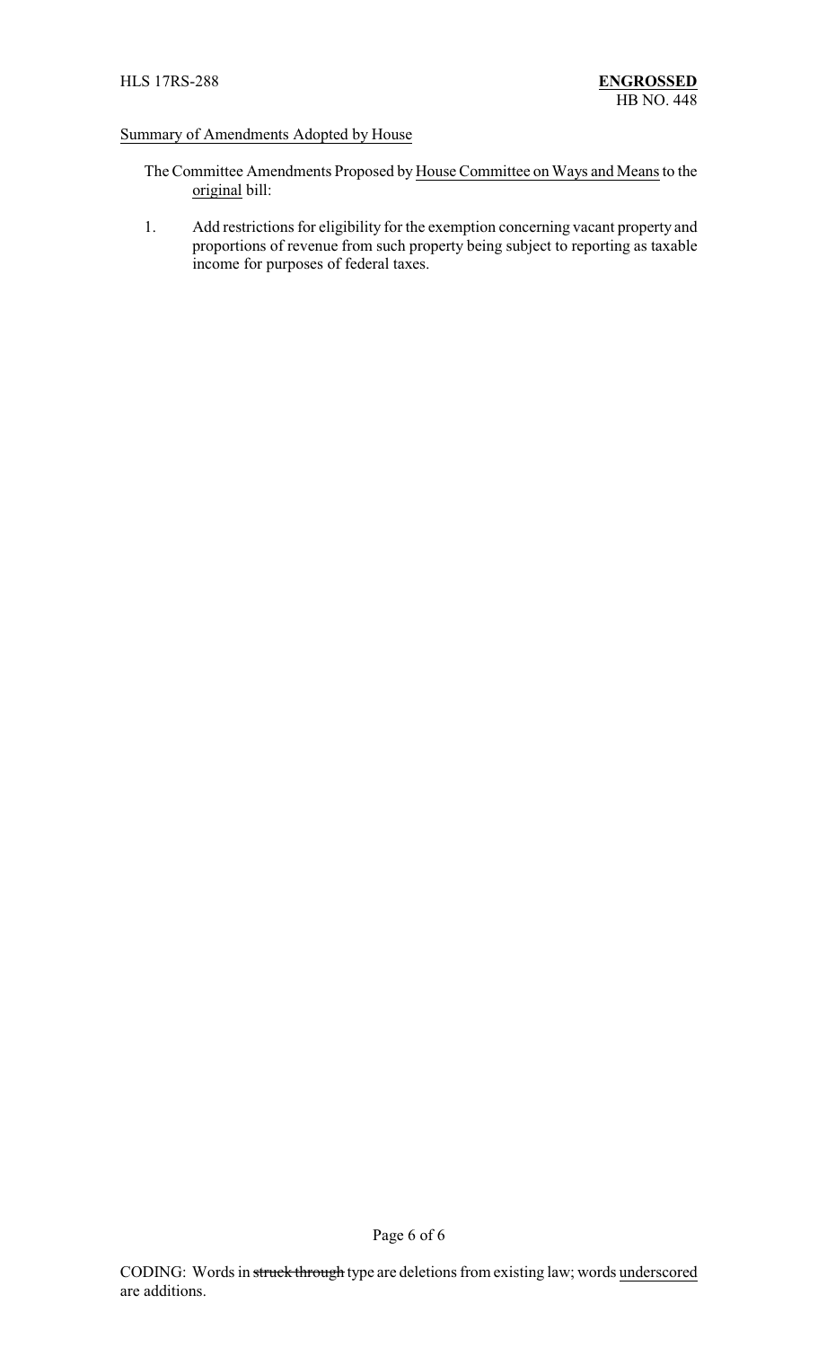Summary of Amendments Adopted by House

The Committee Amendments Proposed by House Committee on Ways and Means to the original bill:

1. Add restrictions for eligibility for the exemption concerning vacant property and proportions of revenue from such property being subject to reporting as taxable income for purposes of federal taxes.